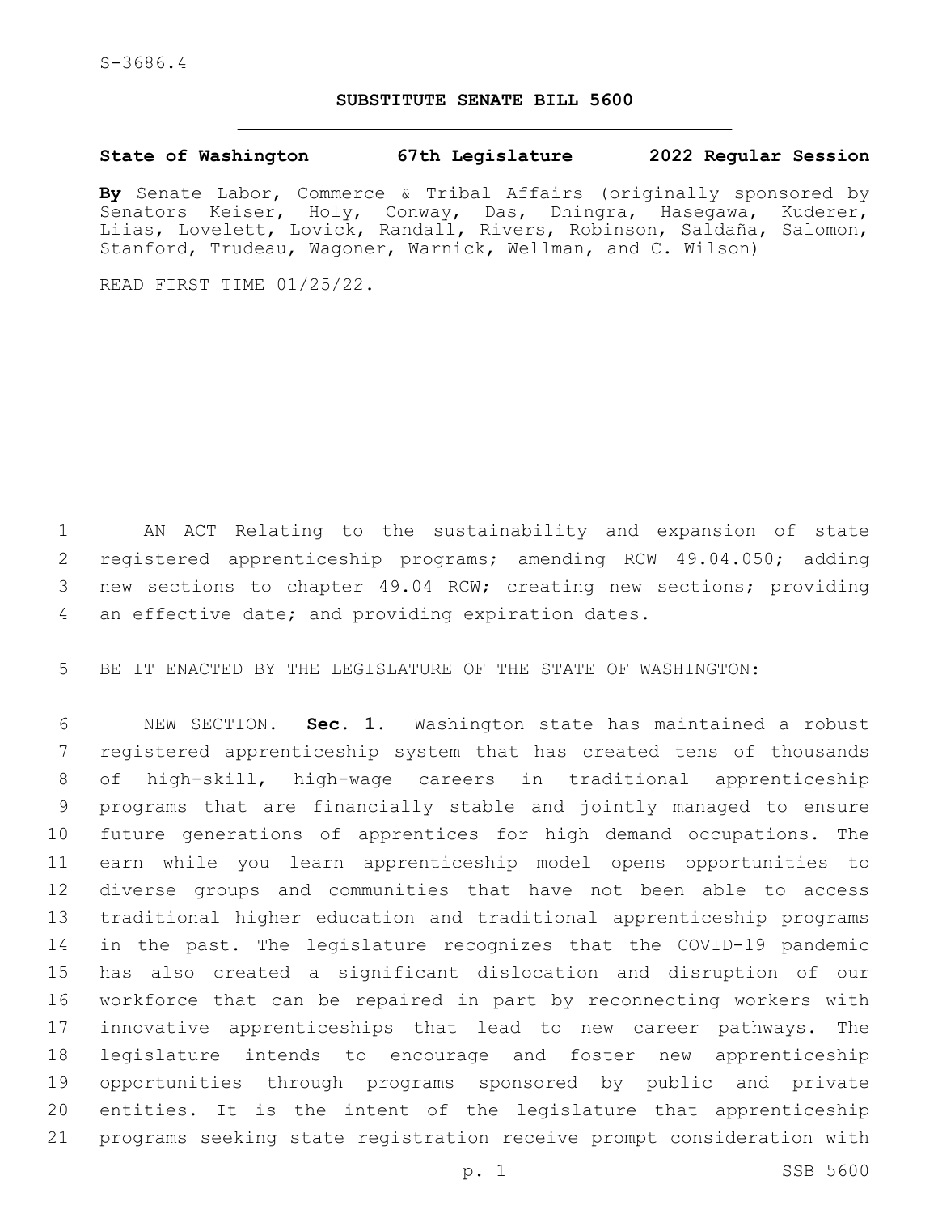S-3686.4

## SUBSTITUTE SENATE BILL 5600

**State of Washington 67th Legislature 2022 Regular Session**

**By** Senate Labor, Commerce & Tribal Affairs (originally sponsored by Senators Keiser, Holy, Conway, Das, Dhingra, Hasegawa, Kuderer, Liias, Lovelett, Lovick, Randall, Rivers, Robinson, Saldaña, Salomon, Stanford, Trudeau, Wagoner, Warnick, Wellman, and C. Wilson)

READ FIRST TIME 01/25/22.

AN ACT Relating to the sustainability and expansion of state registered apprenticeship programs; amending RCW 49.04.050; adding new sections to chapter 49.04 RCW; creating new sections; providing an effective date; and providing expiration dates.

BE IT ENACTED BY THE LEGISLATURE OF THE STATE OF WASHINGTON:

NEW SECTION. **Sec. 1.** Washington state has maintained a robust registered apprenticeship system that has created tens of thousands of high-skill, high-wage careers in traditional apprenticeship programs that are financially stable and jointly managed to ensure future generations of apprentices for high demand occupations. The earn while you learn apprenticeship model opens opportunities to diverse groups and communities that have not been able to access traditional higher education and traditional apprenticeship programs in the past. The legislature recognizes that the COVID-19 pandemic has also created a significant dislocation and disruption of our workforce that can be repaired in part by reconnecting workers with innovative apprenticeships that lead to new career pathways. The legislature intends to encourage and foster new apprenticeship opportunities through programs sponsored by public and private entities. It is the intent of the legislature that apprenticeship programs seeking state registration receive prompt consideration with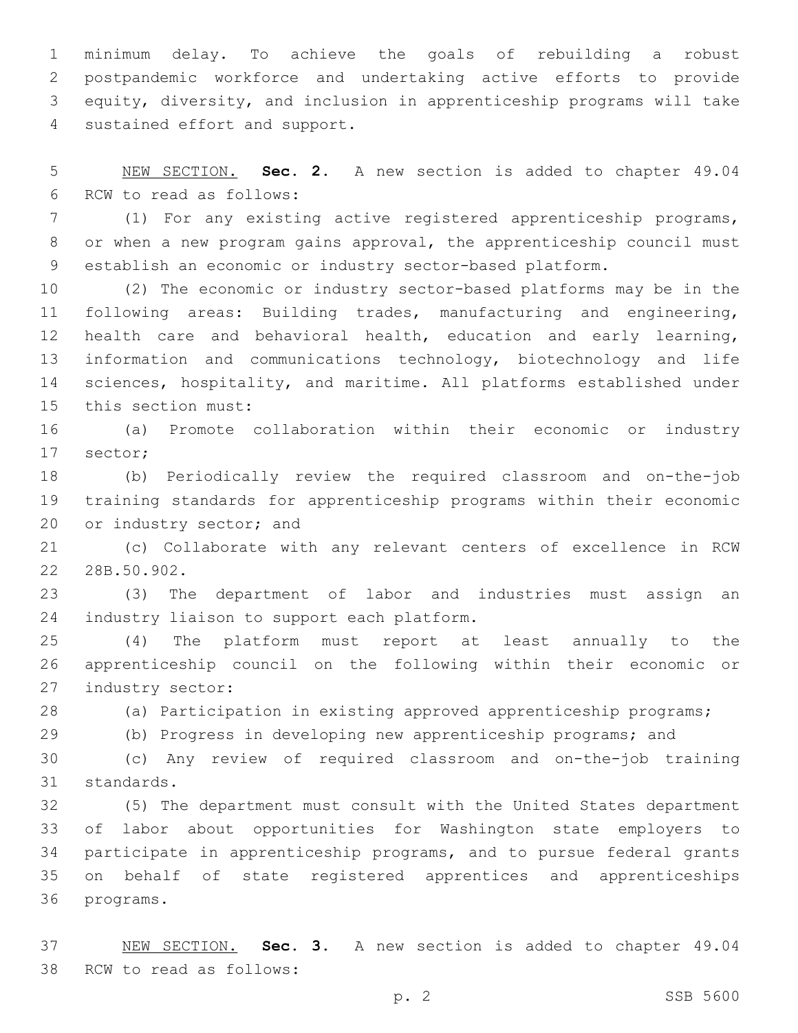minimum delay. To achieve the goals of rebuilding a robust postpandemic workforce and undertaking active efforts to provide equity, diversity, and inclusion in apprenticeship programs will take sustained effort and support.

NEW SECTION. **Sec. 2.** A new section is added to chapter 49.04 RCW to read as follows:

(1) For any existing active registered apprenticeship programs, or when a new program gains approval, the apprenticeship council must establish an economic or industry sector-based platform.

(2) The economic or industry sector-based platforms may be in the following areas: Building trades, manufacturing and engineering, health care and behavioral health, education and early learning, information and communications technology, biotechnology and life sciences, hospitality, and maritime. All platforms established under this section must:

(a) Promote collaboration within their economic or industry sector;

(b) Periodically review the required classroom and on-the-job training standards for apprenticeship programs within their economic or industry sector; and

(c) Collaborate with any relevant centers of excellence in RCW 28B.50.902.

(3) The department of labor and industries must assign an industry liaison to support each platform.

(4) The platform must report at least annually to the apprenticeship council on the following within their economic or industry sector:

(a) Participation in existing approved apprenticeship programs;

(b) Progress in developing new apprenticeship programs; and

(c) Any review of required classroom and on-the-job training standards.

(5) The department must consult with the United States department of labor about opportunities for Washington state employers to participate in apprenticeship programs, and to pursue federal grants on behalf of state registered apprentices and apprenticeships programs.

NEW SECTION. **Sec. 3.** A new section is added to chapter 49.04 RCW to read as follows: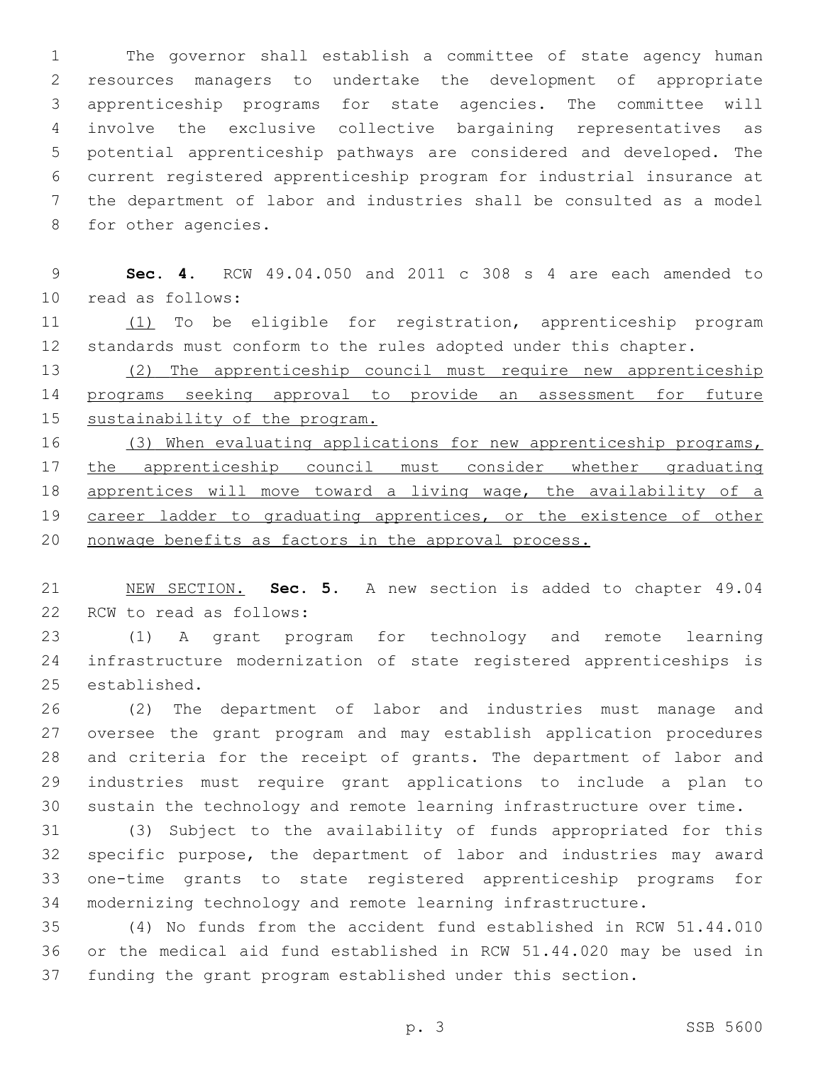The governor shall establish a committee of state agency human resources managers to undertake the development of appropriate apprenticeship programs for state agencies. The committee will involve the exclusive collective bargaining representatives as potential apprenticeship pathways are considered and developed. The current registered apprenticeship program for industrial insurance at the department of labor and industries shall be consulted as a model for other agencies.

**Sec. 4.** RCW 49.04.050 and 2011 c 308 s 4 are each amended to read as follows:

<u>(1)</u> To be eligible for registration, apprenticeship program standards must conform to the rules adopted under this chapter.

<u>(2) The apprenticeship council must require new apprenticeship programs seeking approval to provide an assessment for future sustainability of the program.</u>

<u>(3) When evaluating applications for new apprenticeship programs, the apprenticeship council must consider whether graduating apprentices will move toward a living wage, the availability of a career ladder to graduating apprentices, or the existence of other nonwage benefits as factors in the approval process.</u>

<u>NEW SECTION.</u> **Sec. 5.** A new section is added to chapter 49.04 RCW to read as follows:

(1) A grant program for technology and remote learning infrastructure modernization of state registered apprenticeships is established.

(2) The department of labor and industries must manage and oversee the grant program and may establish application procedures and criteria for the receipt of grants. The department of labor and industries must require grant applications to include a plan to sustain the technology and remote learning infrastructure over time.

(3) Subject to the availability of funds appropriated for this specific purpose, the department of labor and industries may award one-time grants to state registered apprenticeship programs for modernizing technology and remote learning infrastructure.

(4) No funds from the accident fund established in RCW 51.44.010 or the medical aid fund established in RCW 51.44.020 may be used in funding the grant program established under this section.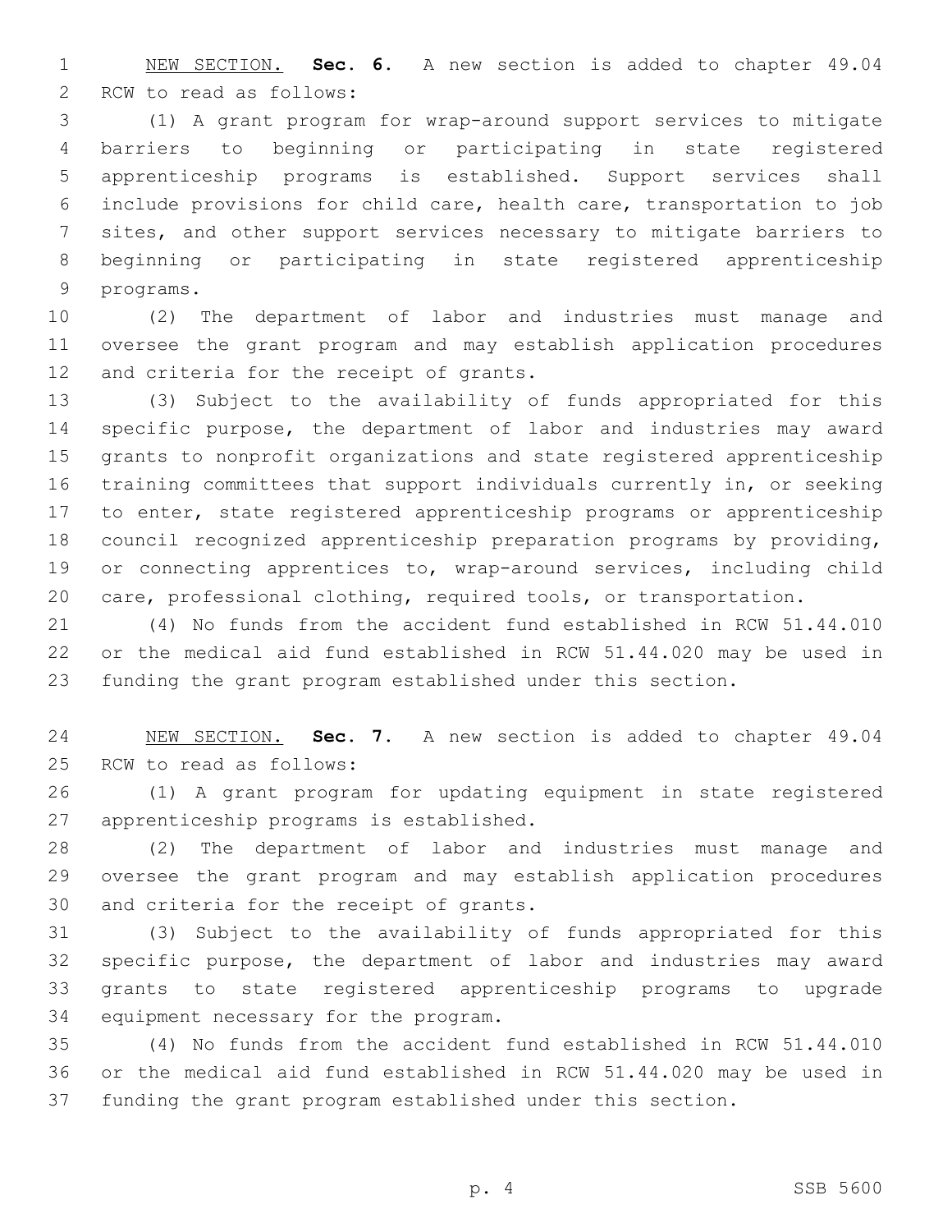NEW SECTION. **Sec. 6.** A new section is added to chapter 49.04 RCW to read as follows:

(1) A grant program for wrap-around support services to mitigate barriers to beginning or participating in state registered apprenticeship programs is established. Support services shall include provisions for child care, health care, transportation to job sites, and other support services necessary to mitigate barriers to beginning or participating in state registered apprenticeship programs.

(2) The department of labor and industries must manage and oversee the grant program and may establish application procedures and criteria for the receipt of grants.

(3) Subject to the availability of funds appropriated for this specific purpose, the department of labor and industries may award grants to nonprofit organizations and state registered apprenticeship training committees that support individuals currently in, or seeking to enter, state registered apprenticeship programs or apprenticeship council recognized apprenticeship preparation programs by providing, or connecting apprentices to, wrap-around services, including child care, professional clothing, required tools, or transportation.

(4) No funds from the accident fund established in RCW 51.44.010 or the medical aid fund established in RCW 51.44.020 may be used in funding the grant program established under this section.

NEW SECTION. **Sec. 7.** A new section is added to chapter 49.04 RCW to read as follows:

(1) A grant program for updating equipment in state registered apprenticeship programs is established.

(2) The department of labor and industries must manage and oversee the grant program and may establish application procedures and criteria for the receipt of grants.

(3) Subject to the availability of funds appropriated for this specific purpose, the department of labor and industries may award grants to state registered apprenticeship programs to upgrade equipment necessary for the program.

(4) No funds from the accident fund established in RCW 51.44.010 or the medical aid fund established in RCW 51.44.020 may be used in funding the grant program established under this section.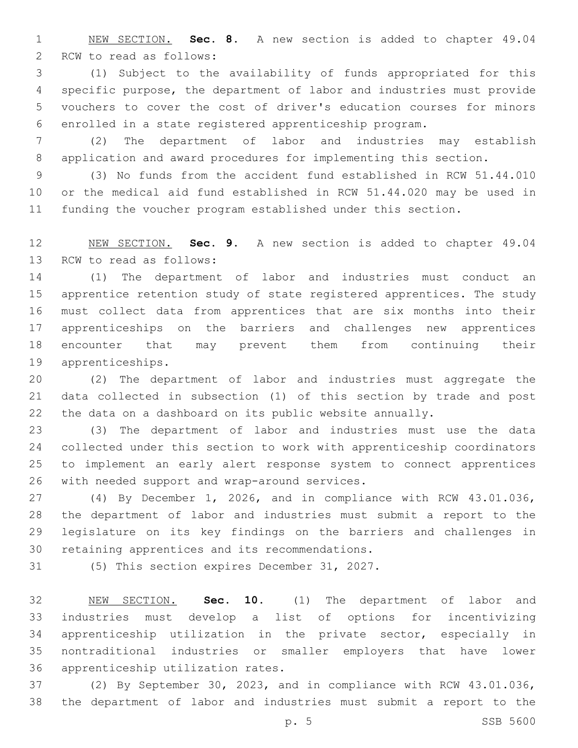NEW SECTION. **Sec. 8.** A new section is added to chapter 49.04 RCW to read as follows:

(1) Subject to the availability of funds appropriated for this specific purpose, the department of labor and industries must provide vouchers to cover the cost of driver's education courses for minors enrolled in a state registered apprenticeship program.

(2) The department of labor and industries may establish application and award procedures for implementing this section.

(3) No funds from the accident fund established in RCW 51.44.010 or the medical aid fund established in RCW 51.44.020 may be used in funding the voucher program established under this section.

NEW SECTION. **Sec. 9.** A new section is added to chapter 49.04 RCW to read as follows:

(1) The department of labor and industries must conduct an apprentice retention study of state registered apprentices. The study must collect data from apprentices that are six months into their apprenticeships on the barriers and challenges new apprentices encounter that may prevent them from continuing their apprenticeships.

(2) The department of labor and industries must aggregate the data collected in subsection (1) of this section by trade and post the data on a dashboard on its public website annually.

(3) The department of labor and industries must use the data collected under this section to work with apprenticeship coordinators to implement an early alert response system to connect apprentices with needed support and wrap-around services.

(4) By December 1, 2026, and in compliance with RCW 43.01.036, the department of labor and industries must submit a report to the legislature on its key findings on the barriers and challenges in retaining apprentices and its recommendations.

(5) This section expires December 31, 2027.

NEW SECTION. **Sec. 10.** (1) The department of labor and industries must develop a list of options for incentivizing apprenticeship utilization in the private sector, especially in nontraditional industries or smaller employers that have lower apprenticeship utilization rates.

(2) By September 30, 2023, and in compliance with RCW 43.01.036, the department of labor and industries must submit a report to the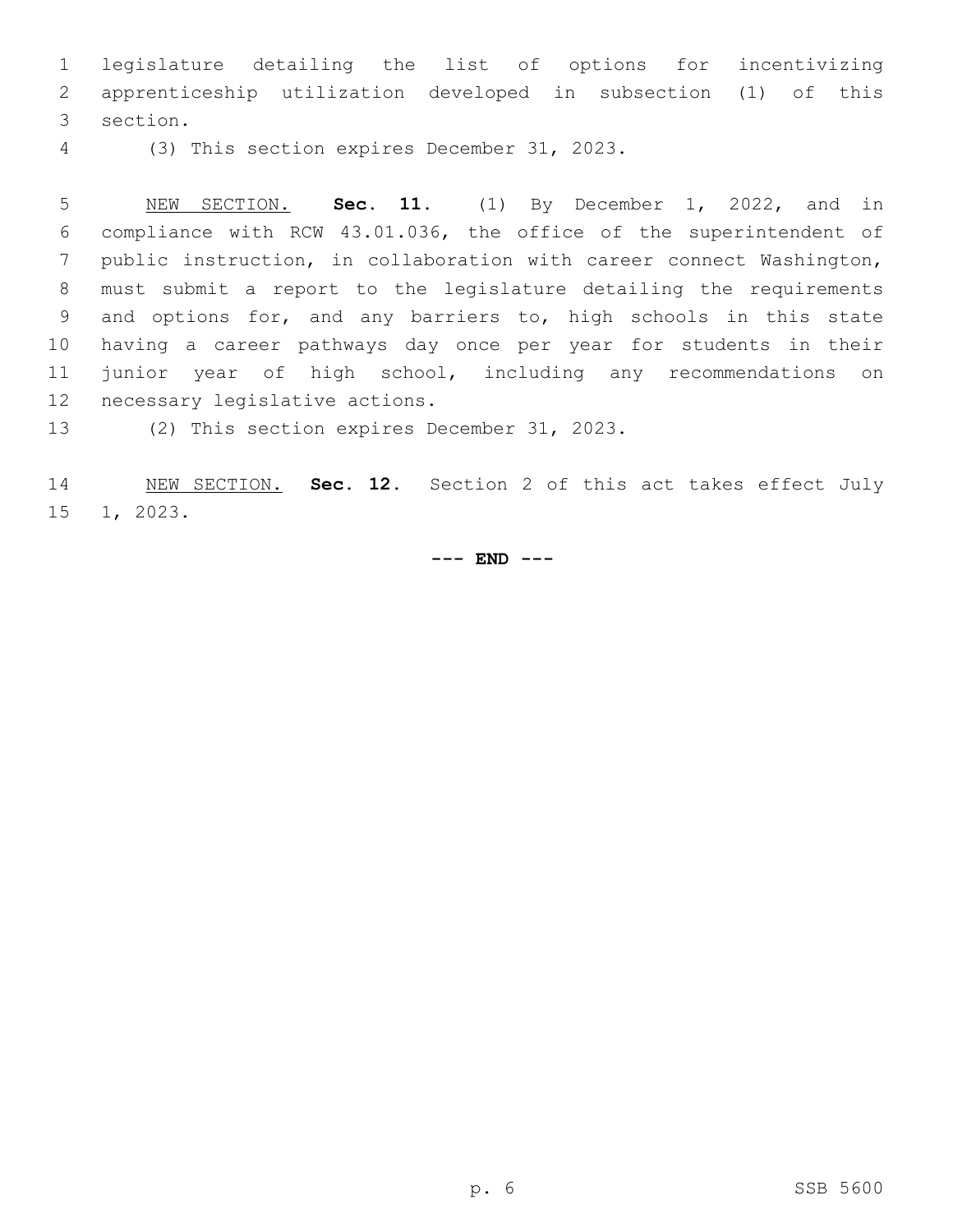legislature detailing the list of options for incentivizing apprenticeship utilization developed in subsection (1) of this section.

(3) This section expires December 31, 2023.

NEW SECTION. **Sec. 11.** (1) By December 1, 2022, and in compliance with RCW 43.01.036, the office of the superintendent of public instruction, in collaboration with career connect Washington, must submit a report to the legislature detailing the requirements and options for, and any barriers to, high schools in this state having a career pathways day once per year for students in their junior year of high school, including any recommendations on necessary legislative actions.

(2) This section expires December 31, 2023.

NEW SECTION. **Sec. 12.** Section 2 of this act takes effect July 1, 2023.

**--- END ---**